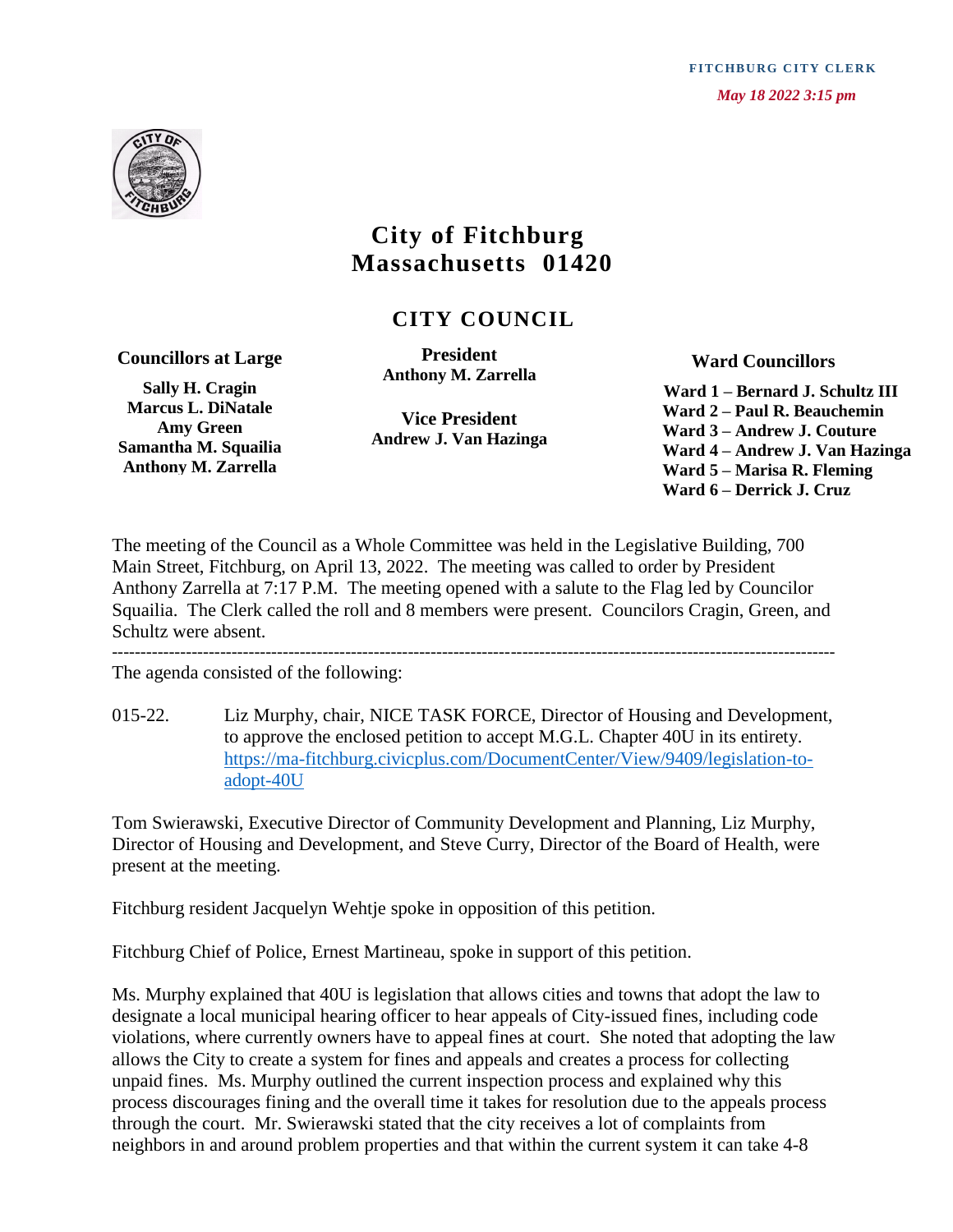FITCHBURG CITY CLERK

*May 18 2022 3:15 pm*

# City of Fitchburg
# Massachusetts 01420

## CITY COUNCIL

**Councillors at Large**

**Sally H. Cragin**
**Marcus L. DiNatale**
**Amy Green**
**Samantha M. Squailia**
**Anthony M. Zarrella**

**President**
**Anthony M. Zarrella**

**Vice President**
**Andrew J. Van Hazinga**

**Ward Councillors**

**Ward 1 – Bernard J. Schultz III**
**Ward 2 – Paul R. Beauchemin**
**Ward 3 – Andrew J. Couture**
**Ward 4 – Andrew J. Van Hazinga**
**Ward 5 – Marisa R. Fleming**
**Ward 6 – Derrick J. Cruz**

The meeting of the Council as a Whole Committee was held in the Legislative Building, 700 Main Street, Fitchburg, on April 13, 2022. The meeting was called to order by President Anthony Zarrella at 7:17 P.M. The meeting opened with a salute to the Flag led by Councilor Squailia. The Clerk called the roll and 8 members were present. Councilors Cragin, Green, and Schultz were absent.

---

The agenda consisted of the following:

015-22. Liz Murphy, chair, NICE TASK FORCE, Director of Housing and Development, to approve the enclosed petition to accept M.G.L. Chapter 40U in its entirety. [https://ma-fitchburg.civicplus.com/DocumentCenter/View/9409/legislation-to-adopt-40U](https://ma-fitchburg.civicplus.com/DocumentCenter/View/9409/legislation-to-adopt-40U)

Tom Swierawski, Executive Director of Community Development and Planning, Liz Murphy, Director of Housing and Development, and Steve Curry, Director of the Board of Health, were present at the meeting.

Fitchburg resident Jacquelyn Wehtje spoke in opposition of this petition.

Fitchburg Chief of Police, Ernest Martineau, spoke in support of this petition.

Ms. Murphy explained that 40U is legislation that allows cities and towns that adopt the law to designate a local municipal hearing officer to hear appeals of City-issued fines, including code violations, where currently owners have to appeal fines at court. She noted that adopting the law allows the City to create a system for fines and appeals and creates a process for collecting unpaid fines. Ms. Murphy outlined the current inspection process and explained why this process discourages fining and the overall time it takes for resolution due to the appeals process through the court. Mr. Swierawski stated that the city receives a lot of complaints from neighbors in and around problem properties and that within the current system it can take 4-8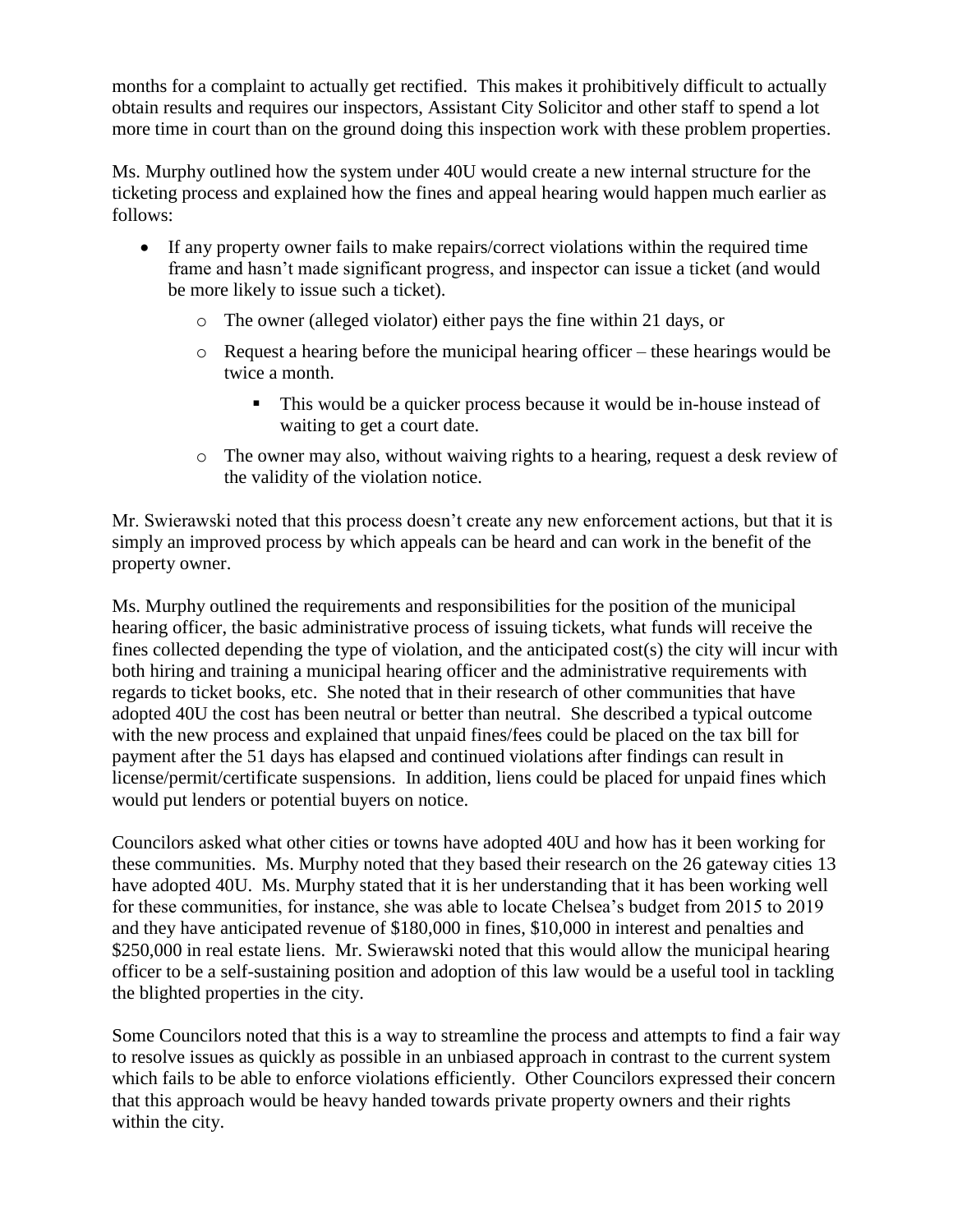months for a complaint to actually get rectified. This makes it prohibitively difficult to actually obtain results and requires our inspectors, Assistant City Solicitor and other staff to spend a lot more time in court than on the ground doing this inspection work with these problem properties.

Ms. Murphy outlined how the system under 40U would create a new internal structure for the ticketing process and explained how the fines and appeal hearing would happen much earlier as follows:

- If any property owner fails to make repairs/correct violations within the required time frame and hasn't made significant progress, and inspector can issue a ticket (and would be more likely to issue such a ticket).
  - The owner (alleged violator) either pays the fine within 21 days, or
  - Request a hearing before the municipal hearing officer – these hearings would be twice a month.
    - This would be a quicker process because it would be in-house instead of waiting to get a court date.
  - The owner may also, without waiving rights to a hearing, request a desk review of the validity of the violation notice.

Mr. Swierawski noted that this process doesn't create any new enforcement actions, but that it is simply an improved process by which appeals can be heard and can work in the benefit of the property owner.

Ms. Murphy outlined the requirements and responsibilities for the position of the municipal hearing officer, the basic administrative process of issuing tickets, what funds will receive the fines collected depending the type of violation, and the anticipated cost(s) the city will incur with both hiring and training a municipal hearing officer and the administrative requirements with regards to ticket books, etc. She noted that in their research of other communities that have adopted 40U the cost has been neutral or better than neutral. She described a typical outcome with the new process and explained that unpaid fines/fees could be placed on the tax bill for payment after the 51 days has elapsed and continued violations after findings can result in license/permit/certificate suspensions. In addition, liens could be placed for unpaid fines which would put lenders or potential buyers on notice.

Councilors asked what other cities or towns have adopted 40U and how has it been working for these communities. Ms. Murphy noted that they based their research on the 26 gateway cities 13 have adopted 40U. Ms. Murphy stated that it is her understanding that it has been working well for these communities, for instance, she was able to locate Chelsea's budget from 2015 to 2019 and they have anticipated revenue of $180,000 in fines, $10,000 in interest and penalties and $250,000 in real estate liens. Mr. Swierawski noted that this would allow the municipal hearing officer to be a self-sustaining position and adoption of this law would be a useful tool in tackling the blighted properties in the city.

Some Councilors noted that this is a way to streamline the process and attempts to find a fair way to resolve issues as quickly as possible in an unbiased approach in contrast to the current system which fails to be able to enforce violations efficiently. Other Councilors expressed their concern that this approach would be heavy handed towards private property owners and their rights within the city.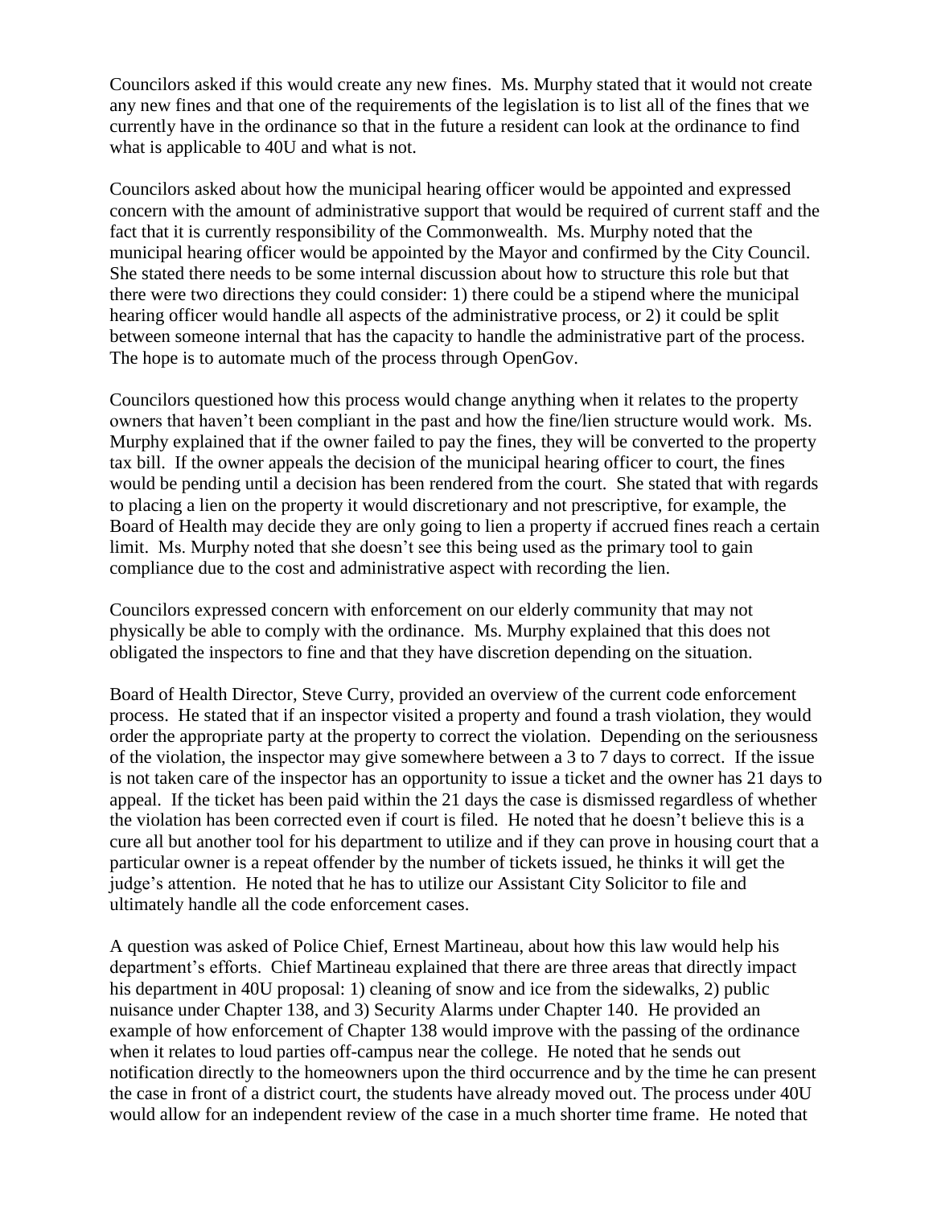Councilors asked if this would create any new fines. Ms. Murphy stated that it would not create any new fines and that one of the requirements of the legislation is to list all of the fines that we currently have in the ordinance so that in the future a resident can look at the ordinance to find what is applicable to 40U and what is not.

Councilors asked about how the municipal hearing officer would be appointed and expressed concern with the amount of administrative support that would be required of current staff and the fact that it is currently responsibility of the Commonwealth. Ms. Murphy noted that the municipal hearing officer would be appointed by the Mayor and confirmed by the City Council. She stated there needs to be some internal discussion about how to structure this role but that there were two directions they could consider: 1) there could be a stipend where the municipal hearing officer would handle all aspects of the administrative process, or 2) it could be split between someone internal that has the capacity to handle the administrative part of the process. The hope is to automate much of the process through OpenGov.

Councilors questioned how this process would change anything when it relates to the property owners that haven't been compliant in the past and how the fine/lien structure would work. Ms. Murphy explained that if the owner failed to pay the fines, they will be converted to the property tax bill. If the owner appeals the decision of the municipal hearing officer to court, the fines would be pending until a decision has been rendered from the court. She stated that with regards to placing a lien on the property it would discretionary and not prescriptive, for example, the Board of Health may decide they are only going to lien a property if accrued fines reach a certain limit. Ms. Murphy noted that she doesn't see this being used as the primary tool to gain compliance due to the cost and administrative aspect with recording the lien.

Councilors expressed concern with enforcement on our elderly community that may not physically be able to comply with the ordinance. Ms. Murphy explained that this does not obligated the inspectors to fine and that they have discretion depending on the situation.

Board of Health Director, Steve Curry, provided an overview of the current code enforcement process. He stated that if an inspector visited a property and found a trash violation, they would order the appropriate party at the property to correct the violation. Depending on the seriousness of the violation, the inspector may give somewhere between a 3 to 7 days to correct. If the issue is not taken care of the inspector has an opportunity to issue a ticket and the owner has 21 days to appeal. If the ticket has been paid within the 21 days the case is dismissed regardless of whether the violation has been corrected even if court is filed. He noted that he doesn't believe this is a cure all but another tool for his department to utilize and if they can prove in housing court that a particular owner is a repeat offender by the number of tickets issued, he thinks it will get the judge's attention. He noted that he has to utilize our Assistant City Solicitor to file and ultimately handle all the code enforcement cases.

A question was asked of Police Chief, Ernest Martineau, about how this law would help his department's efforts. Chief Martineau explained that there are three areas that directly impact his department in 40U proposal: 1) cleaning of snow and ice from the sidewalks, 2) public nuisance under Chapter 138, and 3) Security Alarms under Chapter 140. He provided an example of how enforcement of Chapter 138 would improve with the passing of the ordinance when it relates to loud parties off-campus near the college. He noted that he sends out notification directly to the homeowners upon the third occurrence and by the time he can present the case in front of a district court, the students have already moved out. The process under 40U would allow for an independent review of the case in a much shorter time frame. He noted that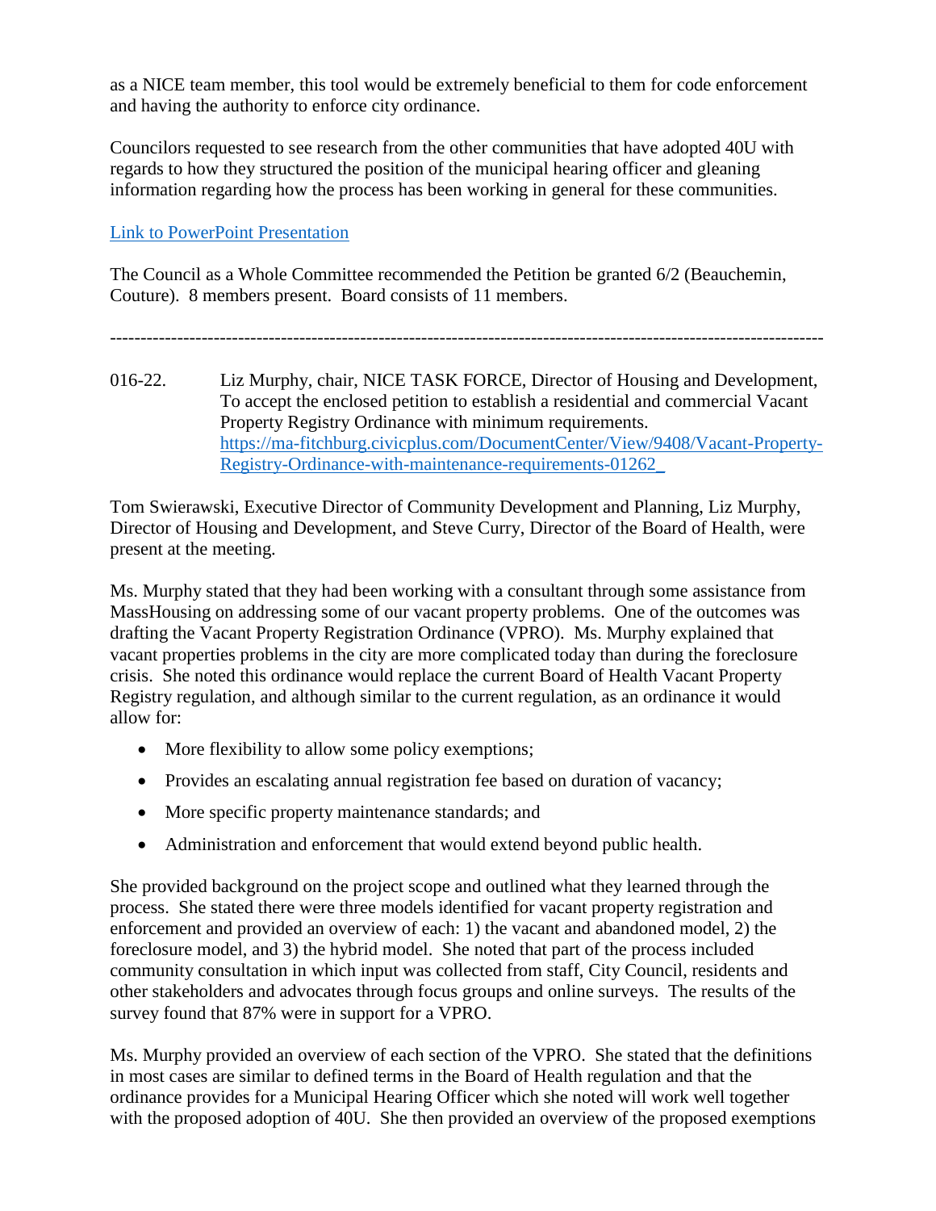as a NICE team member, this tool would be extremely beneficial to them for code enforcement and having the authority to enforce city ordinance.

Councilors requested to see research from the other communities that have adopted 40U with regards to how they structured the position of the municipal hearing officer and gleaning information regarding how the process has been working in general for these communities.

[Link to PowerPoint Presentation]()

The Council as a Whole Committee recommended the Petition be granted 6/2 (Beauchemin, Couture). 8 members present. Board consists of 11 members.

---

016-22. Liz Murphy, chair, NICE TASK FORCE, Director of Housing and Development, To accept the enclosed petition to establish a residential and commercial Vacant Property Registry Ordinance with minimum requirements. https://ma-fitchburg.civicplus.com/DocumentCenter/View/9408/Vacant-Property-Registry-Ordinance-with-maintenance-requirements-01262_

Tom Swierawski, Executive Director of Community Development and Planning, Liz Murphy, Director of Housing and Development, and Steve Curry, Director of the Board of Health, were present at the meeting.

Ms. Murphy stated that they had been working with a consultant through some assistance from MassHousing on addressing some of our vacant property problems. One of the outcomes was drafting the Vacant Property Registration Ordinance (VPRO). Ms. Murphy explained that vacant properties problems in the city are more complicated today than during the foreclosure crisis. She noted this ordinance would replace the current Board of Health Vacant Property Registry regulation, and although similar to the current regulation, as an ordinance it would allow for:

- More flexibility to allow some policy exemptions;
- Provides an escalating annual registration fee based on duration of vacancy;
- More specific property maintenance standards; and
- Administration and enforcement that would extend beyond public health.

She provided background on the project scope and outlined what they learned through the process. She stated there were three models identified for vacant property registration and enforcement and provided an overview of each: 1) the vacant and abandoned model, 2) the foreclosure model, and 3) the hybrid model. She noted that part of the process included community consultation in which input was collected from staff, City Council, residents and other stakeholders and advocates through focus groups and online surveys. The results of the survey found that 87% were in support for a VPRO.

Ms. Murphy provided an overview of each section of the VPRO. She stated that the definitions in most cases are similar to defined terms in the Board of Health regulation and that the ordinance provides for a Municipal Hearing Officer which she noted will work well together with the proposed adoption of 40U. She then provided an overview of the proposed exemptions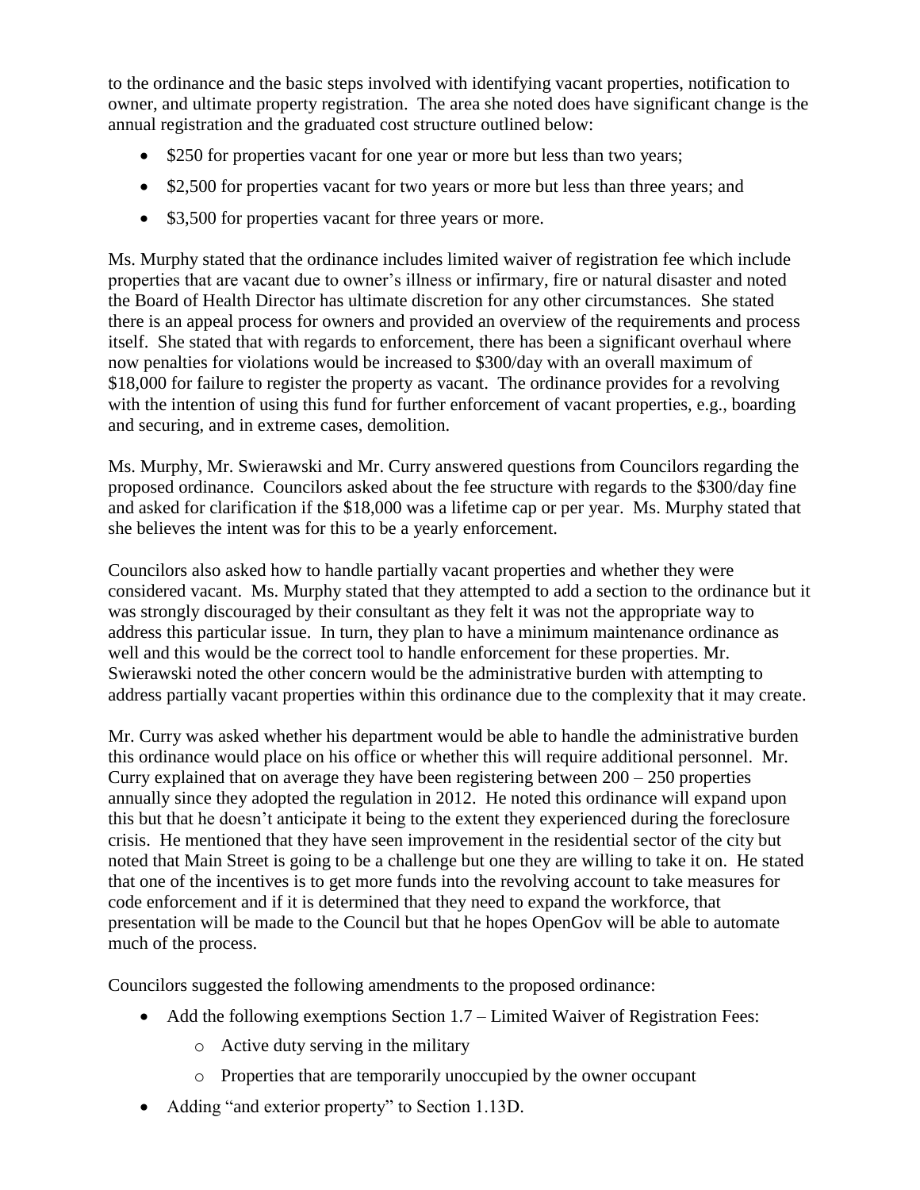to the ordinance and the basic steps involved with identifying vacant properties, notification to owner, and ultimate property registration. The area she noted does have significant change is the annual registration and the graduated cost structure outlined below:

- $250 for properties vacant for one year or more but less than two years;
- $2,500 for properties vacant for two years or more but less than three years; and
- $3,500 for properties vacant for three years or more.

Ms. Murphy stated that the ordinance includes limited waiver of registration fee which include properties that are vacant due to owner's illness or infirmary, fire or natural disaster and noted the Board of Health Director has ultimate discretion for any other circumstances. She stated there is an appeal process for owners and provided an overview of the requirements and process itself. She stated that with regards to enforcement, there has been a significant overhaul where now penalties for violations would be increased to $300/day with an overall maximum of $18,000 for failure to register the property as vacant. The ordinance provides for a revolving with the intention of using this fund for further enforcement of vacant properties, e.g., boarding and securing, and in extreme cases, demolition.

Ms. Murphy, Mr. Swierawski and Mr. Curry answered questions from Councilors regarding the proposed ordinance. Councilors asked about the fee structure with regards to the $300/day fine and asked for clarification if the $18,000 was a lifetime cap or per year. Ms. Murphy stated that she believes the intent was for this to be a yearly enforcement.

Councilors also asked how to handle partially vacant properties and whether they were considered vacant. Ms. Murphy stated that they attempted to add a section to the ordinance but it was strongly discouraged by their consultant as they felt it was not the appropriate way to address this particular issue. In turn, they plan to have a minimum maintenance ordinance as well and this would be the correct tool to handle enforcement for these properties. Mr. Swierawski noted the other concern would be the administrative burden with attempting to address partially vacant properties within this ordinance due to the complexity that it may create.

Mr. Curry was asked whether his department would be able to handle the administrative burden this ordinance would place on his office or whether this will require additional personnel. Mr. Curry explained that on average they have been registering between 200 – 250 properties annually since they adopted the regulation in 2012. He noted this ordinance will expand upon this but that he doesn't anticipate it being to the extent they experienced during the foreclosure crisis. He mentioned that they have seen improvement in the residential sector of the city but noted that Main Street is going to be a challenge but one they are willing to take it on. He stated that one of the incentives is to get more funds into the revolving account to take measures for code enforcement and if it is determined that they need to expand the workforce, that presentation will be made to the Council but that he hopes OpenGov will be able to automate much of the process.

Councilors suggested the following amendments to the proposed ordinance:

- Add the following exemptions Section 1.7 – Limited Waiver of Registration Fees:
  - Active duty serving in the military
  - Properties that are temporarily unoccupied by the owner occupant
- Adding "and exterior property" to Section 1.13D.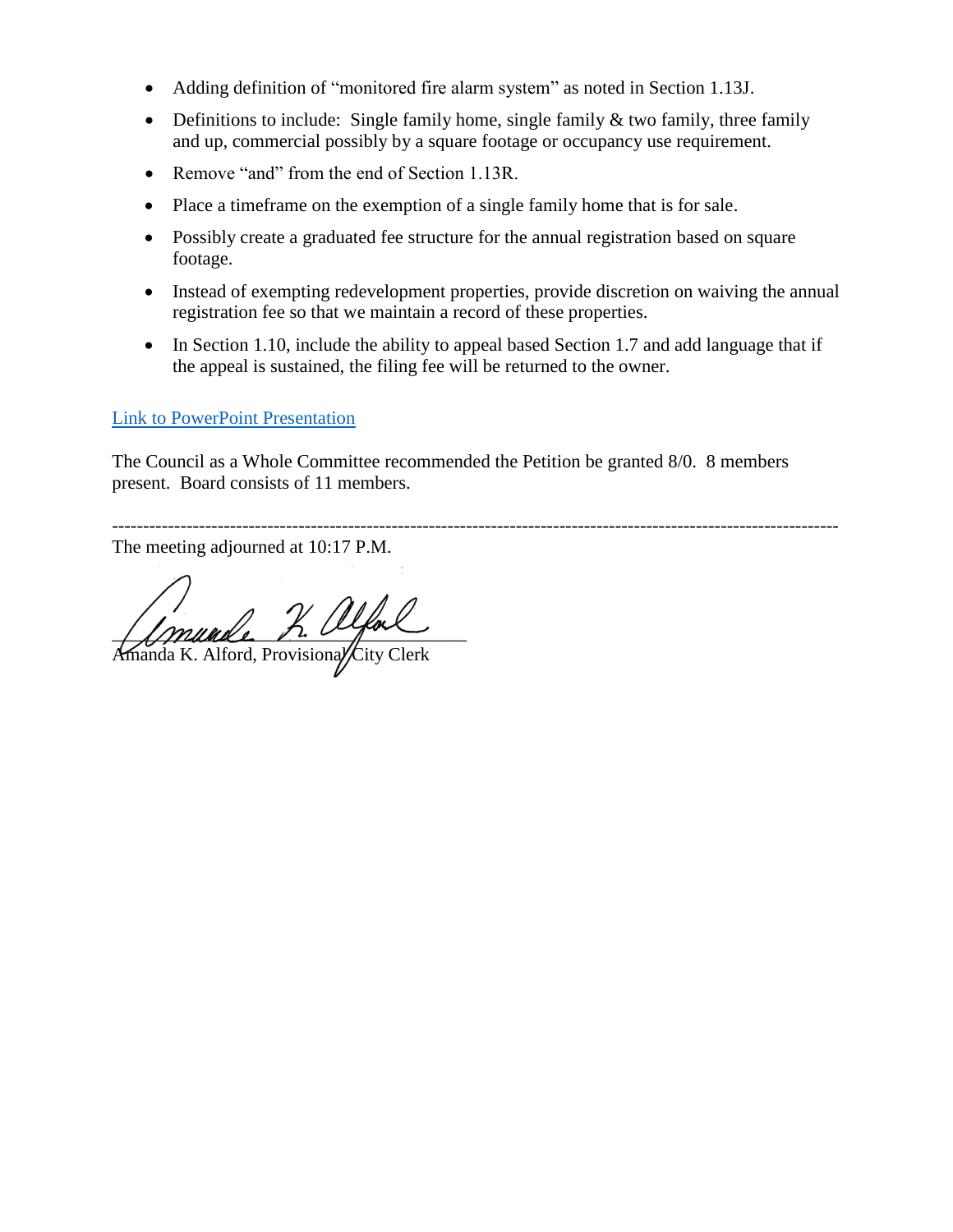- Adding definition of "monitored fire alarm system" as noted in Section 1.13J.
- Definitions to include: Single family home, single family & two family, three family and up, commercial possibly by a square footage or occupancy use requirement.
- Remove "and" from the end of Section 1.13R.
- Place a timeframe on the exemption of a single family home that is for sale.
- Possibly create a graduated fee structure for the annual registration based on square footage.
- Instead of exempting redevelopment properties, provide discretion on waiving the annual registration fee so that we maintain a record of these properties.
- In Section 1.10, include the ability to appeal based Section 1.7 and add language that if the appeal is sustained, the filing fee will be returned to the owner.

Link to PowerPoint Presentation

The Council as a Whole Committee recommended the Petition be granted 8/0. 8 members present. Board consists of 11 members.

---

The meeting adjourned at 10:17 P.M.

Amanda K. Alford, Provisional City Clerk